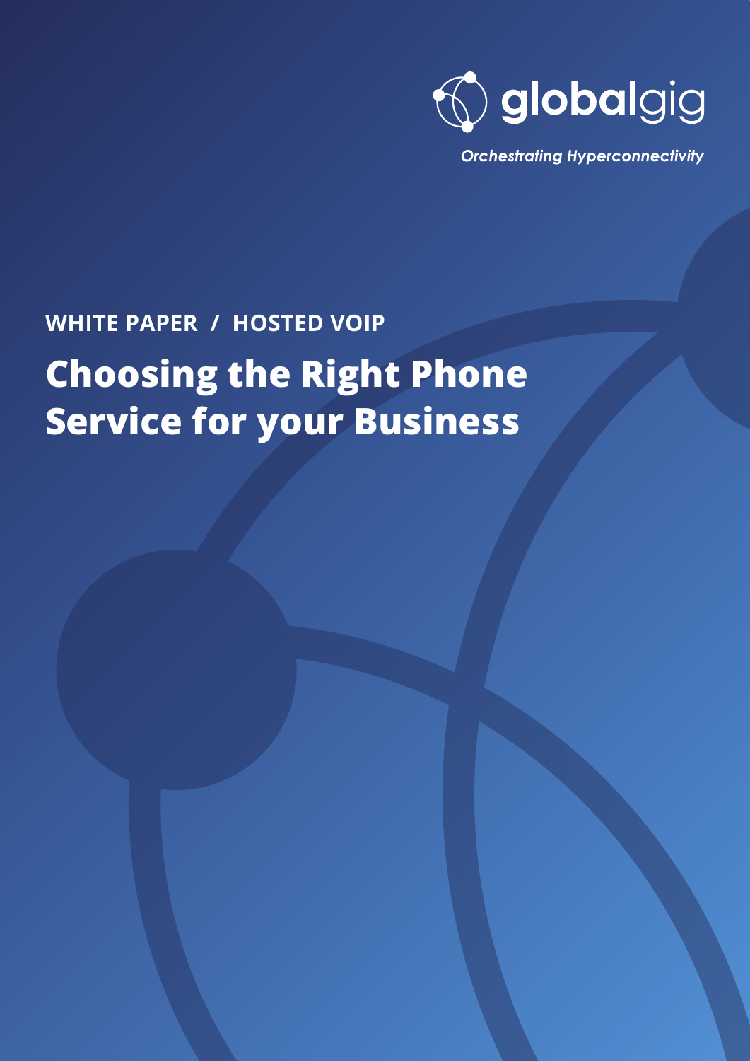globalgig

*Orchestrating Hyperconnectivity*

**WHITE PAPER / HOSTED VOIP**

# Choosing the Right Phone Service for your Business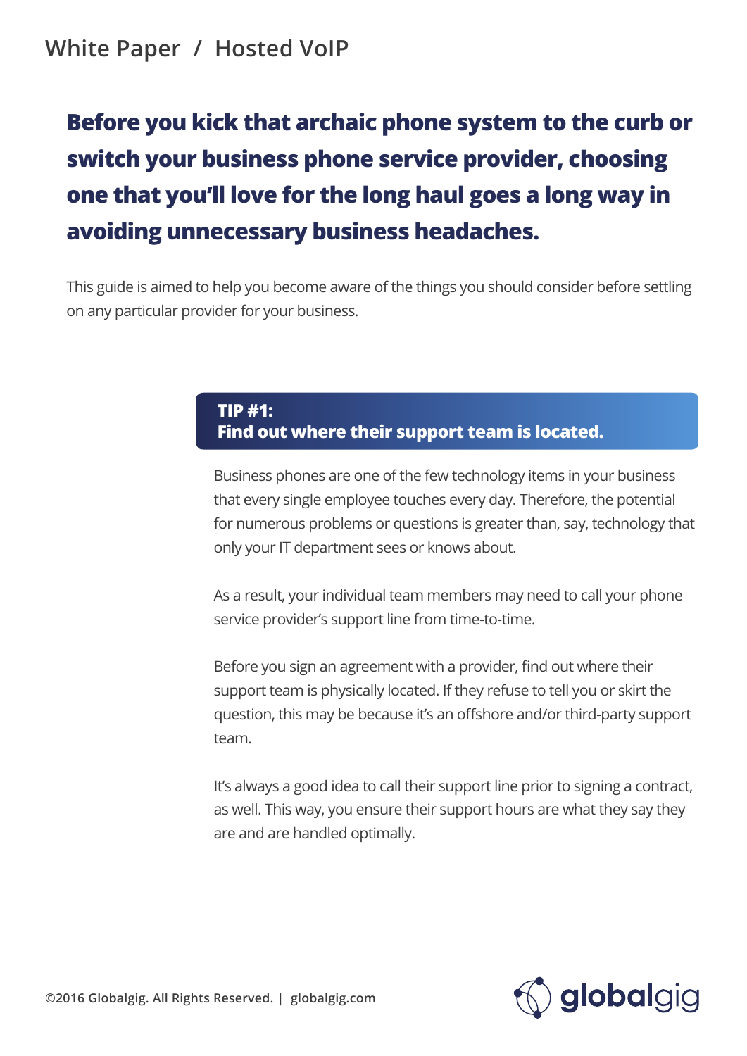**Before you kick that archaic phone system to the curb or switch your business phone service provider, choosing one that you'll love for the long haul goes a long way in avoiding unnecessary business headaches.**

This guide is aimed to help you become aware of the things you should consider before settling on any particular provider for your business.

## TIP #1: Find out where their support team is located.

Business phones are one of the few technology items in your business that every single employee touches every day. Therefore, the potential for numerous problems or questions is greater than, say, technology that only your IT department sees or knows about.

As a result, your individual team members may need to call your phone service provider's support line from time-to-time.

Before you sign an agreement with a provider, find out where their support team is physically located. If they refuse to tell you or skirt the question, this may be because it's an offshore and/or third-party support team.

It's always a good idea to call their support line prior to signing a contract, as well. This way, you ensure their support hours are what they say they are and are handled optimally.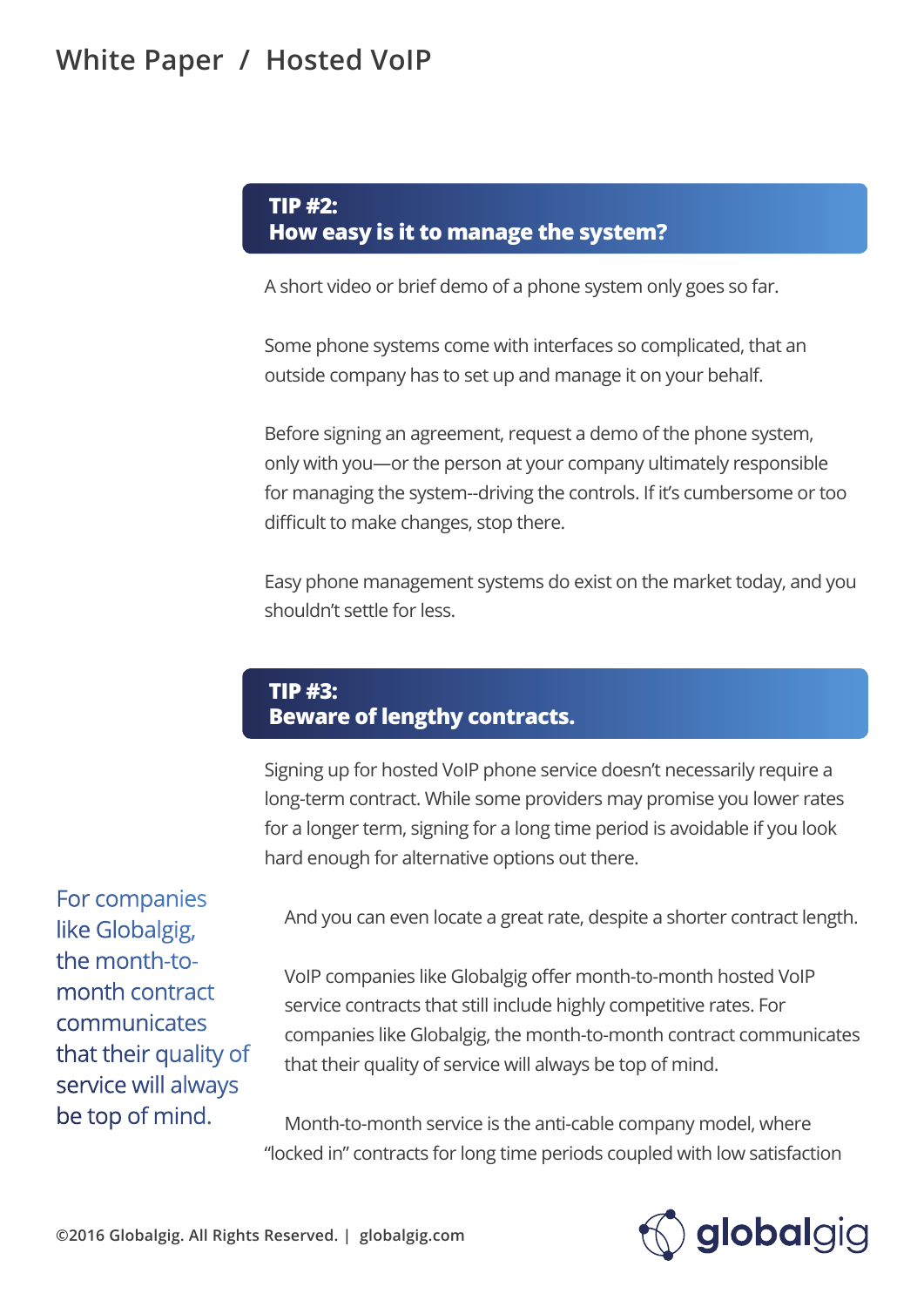## TIP #2: How easy is it to manage the system?

A short video or brief demo of a phone system only goes so far.

Some phone systems come with interfaces so complicated, that an outside company has to set up and manage it on your behalf.

Before signing an agreement, request a demo of the phone system, only with you—or the person at your company ultimately responsible for managing the system--driving the controls. If it's cumbersome or too difficult to make changes, stop there.

Easy phone management systems do exist on the market today, and you shouldn't settle for less.

## TIP #3: Beware of lengthy contracts.

Signing up for hosted VoIP phone service doesn't necessarily require a long-term contract. While some providers may promise you lower rates for a longer term, signing for a long time period is avoidable if you look hard enough for alternative options out there.

> For companies like Globalgig, the month-to-month contract communicates that their quality of service will always be top of mind.

And you can even locate a great rate, despite a shorter contract length.

VoIP companies like Globalgig offer month-to-month hosted VoIP service contracts that still include highly competitive rates. For companies like Globalgig, the month-to-month contract communicates that their quality of service will always be top of mind.

Month-to-month service is the anti-cable company model, where "locked in" contracts for long time periods coupled with low satisfaction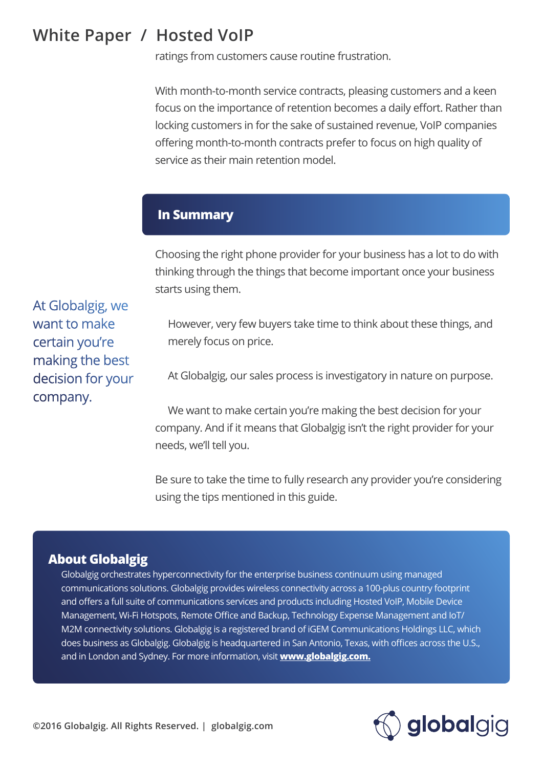ratings from customers cause routine frustration.

With month-to-month service contracts, pleasing customers and a keen focus on the importance of retention becomes a daily effort. Rather than locking customers in for the sake of sustained revenue, VoIP companies offering month-to-month contracts prefer to focus on high quality of service as their main retention model.

## In Summary

Choosing the right phone provider for your business has a lot to do with thinking through the things that become important once your business starts using them.

At Globalgig, we want to make certain you're making the best decision for your company.

However, very few buyers take time to think about these things, and merely focus on price.

At Globalgig, our sales process is investigatory in nature on purpose.

We want to make certain you're making the best decision for your company. And if it means that Globalgig isn't the right provider for your needs, we'll tell you.

Be sure to take the time to fully research any provider you're considering using the tips mentioned in this guide.

## About Globalgig

Globalgig orchestrates hyperconnectivity for the enterprise business continuum using managed communications solutions. Globalgig provides wireless connectivity across a 100-plus country footprint and offers a full suite of communications services and products including Hosted VoIP, Mobile Device Management, Wi-Fi Hotspots, Remote Office and Backup, Technology Expense Management and IoT/M2M connectivity solutions. Globalgig is a registered brand of iGEM Communications Holdings LLC, which does business as Globalgig. Globalgig is headquartered in San Antonio, Texas, with offices across the U.S., and in London and Sydney. For more information, visit **www.globalgig.com.**

©2016 Globalgig. All Rights Reserved. | globalgig.com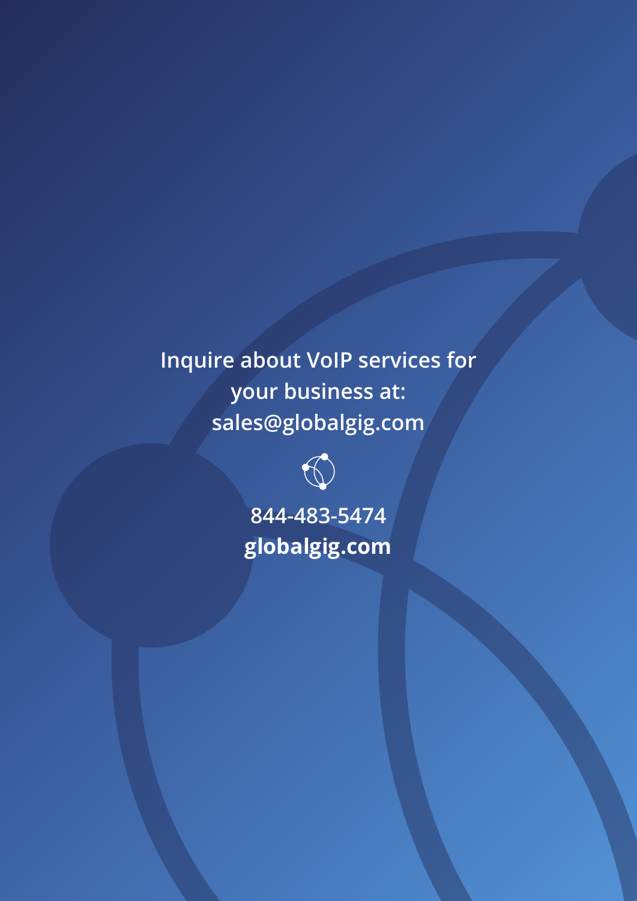**Inquire about VoIP services for your business at: sales@globalgig.com**

**844-483-5474**
**globalgig.com**